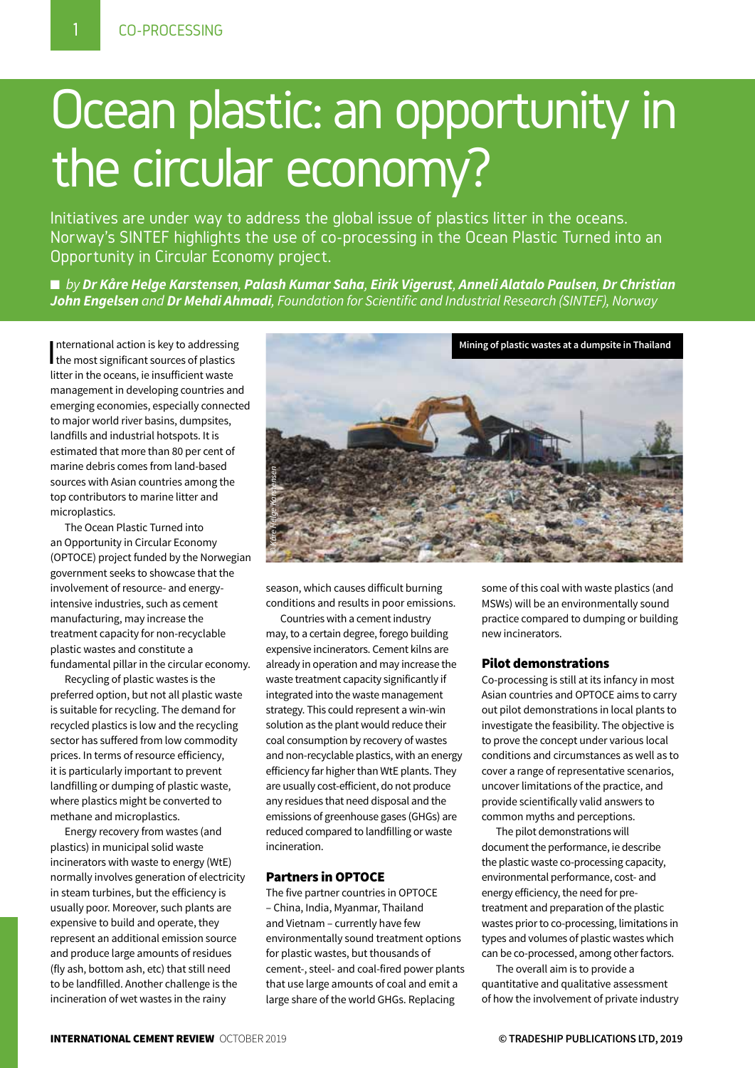# Ocean plastic: an opportunity in the circular economy?

Initiatives are under way to address the global issue of plastics litter in the oceans. Norway's SINTEF highlights the use of co-processing in the Ocean Plastic Turned into an Opportunity in Circular Economy project.

■ *by* ***Dr Kåre Helge Karstensen*****,** ***Palash Kumar Saha*****,** ***Eirik Vigerust*****,** ***Anneli Alatalo Paulsen*****,** ***Dr Christian John Engelsen*** *and* ***Dr Mehdi Ahmadi****, Foundation for Scientific and Industrial Research (SINTEF), Norway*

International action is key to addressing the most significant sources of plastics litter in the oceans, ie insufficient waste management in developing countries and emerging economies, especially connected to major world river basins, dumpsites, landfills and industrial hotspots. It is estimated that more than 80 per cent of marine debris comes from land-based sources with Asian countries among the top contributors to marine litter and microplastics.

The Ocean Plastic Turned into an Opportunity in Circular Economy (OPTOCE) project funded by the Norwegian government seeks to showcase that the involvement of resource- and energy-intensive industries, such as cement manufacturing, may increase the treatment capacity for non-recyclable plastic wastes and constitute a fundamental pillar in the circular economy.

Recycling of plastic wastes is the preferred option, but not all plastic waste is suitable for recycling. The demand for recycled plastics is low and the recycling sector has suffered from low commodity prices. In terms of resource efficiency, it is particularly important to prevent landfilling or dumping of plastic waste, where plastics might be converted to methane and microplastics.

Energy recovery from wastes (and plastics) in municipal solid waste incinerators with waste to energy (WtE) normally involves generation of electricity in steam turbines, but the efficiency is usually poor. Moreover, such plants are expensive to build and operate, they represent an additional emission source and produce large amounts of residues (fly ash, bottom ash, etc) that still need to be landfilled. Another challenge is the incineration of wet wastes in the rainy season, which causes difficult burning conditions and results in poor emissions.

Mining of plastic wastes at a dumpsite in Thailand

Countries with a cement industry may, to a certain degree, forego building expensive incinerators. Cement kilns are already in operation and may increase the waste treatment capacity significantly if integrated into the waste management strategy. This could represent a win-win solution as the plant would reduce their coal consumption by recovery of wastes and non-recyclable plastics, with an energy efficiency far higher than WtE plants. They are usually cost-efficient, do not produce any residues that need disposal and the emissions of greenhouse gases (GHGs) are reduced compared to landfilling or waste incineration.

## Partners in OPTOCE

The five partner countries in OPTOCE – China, India, Myanmar, Thailand and Vietnam – currently have few environmentally sound treatment options for plastic wastes, but thousands of cement-, steel- and coal-fired power plants that use large amounts of coal and emit a large share of the world GHGs. Replacing some of this coal with waste plastics (and MSWs) will be an environmentally sound practice compared to dumping or building new incinerators.

## Pilot demonstrations

Co-processing is still at its infancy in most Asian countries and OPTOCE aims to carry out pilot demonstrations in local plants to investigate the feasibility. The objective is to prove the concept under various local conditions and circumstances as well as to cover a range of representative scenarios, uncover limitations of the practice, and provide scientifically valid answers to common myths and perceptions.

The pilot demonstrations will document the performance, ie describe the plastic waste co-processing capacity, environmental performance, cost- and energy efficiency, the need for pre-treatment and preparation of the plastic wastes prior to co-processing, limitations in types and volumes of plastic wastes which can be co-processed, among other factors.

The overall aim is to provide a quantitative and qualitative assessment of how the involvement of private industry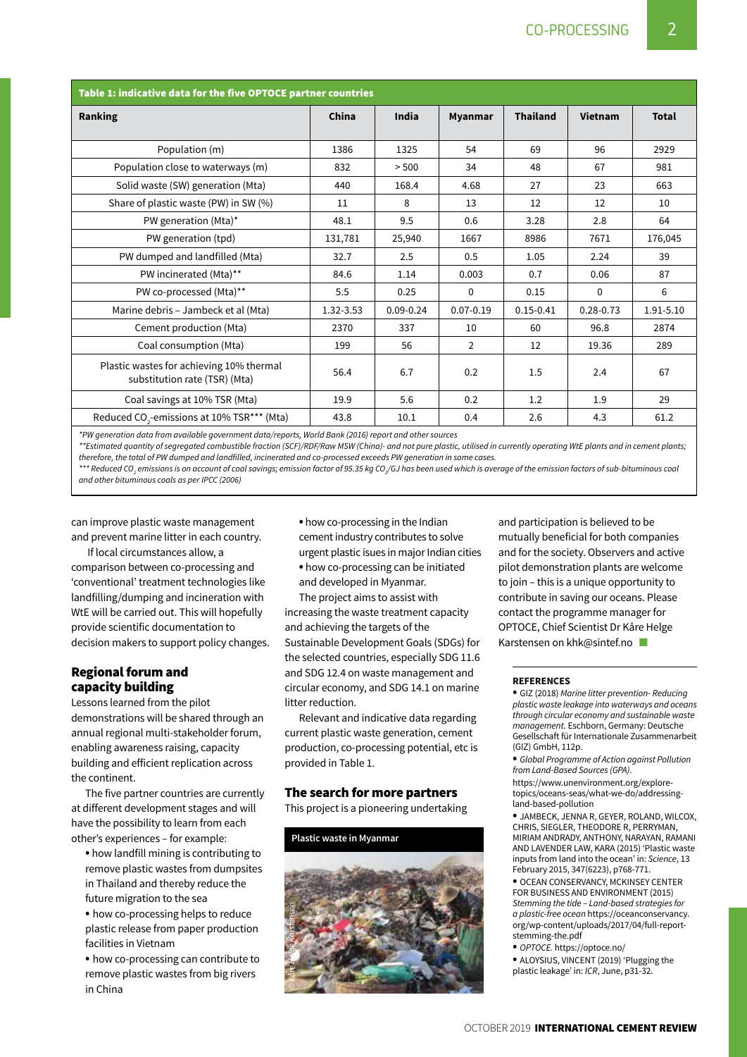**Table 1: indicative data for the five OPTOCE partner countries**

| Ranking | China | India | Myanmar | Thailand | Vietnam | Total |
|---|---|---|---|---|---|---|
| Population (m) | 1386 | 1325 | 54 | 69 | 96 | 2929 |
| Population close to waterways (m) | 832 | > 500 | 34 | 48 | 67 | 981 |
| Solid waste (SW) generation (Mta) | 440 | 168.4 | 4.68 | 27 | 23 | 663 |
| Share of plastic waste (PW) in SW (%) | 11 | 8 | 13 | 12 | 12 | 10 |
| PW generation (Mta)* | 48.1 | 9.5 | 0.6 | 3.28 | 2.8 | 64 |
| PW generation (tpd) | 131,781 | 25,940 | 1667 | 8986 | 7671 | 176,045 |
| PW dumped and landfilled (Mta) | 32.7 | 2.5 | 0.5 | 1.05 | 2.24 | 39 |
| PW incinerated (Mta)** | 84.6 | 1.14 | 0.003 | 0.7 | 0.06 | 87 |
| PW co-processed (Mta)** | 5.5 | 0.25 | 0 | 0.15 | 0 | 6 |
| Marine debris – Jambeck et al (Mta) | 1.32-3.53 | 0.09-0.24 | 0.07-0.19 | 0.15-0.41 | 0.28-0.73 | 1.91-5.10 |
| Cement production (Mta) | 2370 | 337 | 10 | 60 | 96.8 | 2874 |
| Coal consumption (Mta) | 199 | 56 | 2 | 12 | 19.36 | 289 |
| Plastic wastes for achieving 10% thermal substitution rate (TSR) (Mta) | 56.4 | 6.7 | 0.2 | 1.5 | 2.4 | 67 |
| Coal savings at 10% TSR (Mta) | 19.9 | 5.6 | 0.2 | 1.2 | 1.9 | 29 |
| Reduced $CO_2$-emissions at 10% TSR*** (Mta) | 43.8 | 10.1 | 0.4 | 2.6 | 4.3 | 61.2 |

*\*PW generation data from available government data/reports, World Bank (2016) report and other sources*

*\*\*Estimated quantity of segregated combustible fraction (SCF)/RDF/Raw MSW (China)- and not pure plastic, utilised in currently operating WtE plants and in cement plants; therefore, the total of PW dumped and landfilled, incinerated and co-processed exceeds PW generation in some cases.*

*\*\*\* Reduced $CO_2$ emissions is on account of coal savings; emission factor of 95.35 kg $CO_2$/GJ has been used which is average of the emission factors of sub-bituminous coal and other bituminous coals as per IPCC (2006)*

can improve plastic waste management and prevent marine litter in each country.

If local circumstances allow, a comparison between co-processing and 'conventional' treatment technologies like landfilling/dumping and incineration with WtE will be carried out. This will hopefully provide scientific documentation to decision makers to support policy changes.

## Regional forum and capacity building

Lessons learned from the pilot demonstrations will be shared through an annual regional multi-stakeholder forum, enabling awareness raising, capacity building and efficient replication across the continent.

The five partner countries are currently at different development stages and will have the possibility to learn from each other's experiences – for example:

- how landfill mining is contributing to remove plastic wastes from dumpsites in Thailand and thereby reduce the future migration to the sea
- how co-processing helps to reduce plastic release from paper production facilities in Vietnam
- how co-processing can contribute to remove plastic wastes from big rivers in China
- how co-processing in the Indian cement industry contributes to solve urgent plastic isues in major Indian cities
- how co-processing can be initiated and developed in Myanmar.

The project aims to assist with increasing the waste treatment capacity and achieving the targets of the Sustainable Development Goals (SDGs) for the selected countries, especially SDG 11.6 and SDG 12.4 on waste management and circular economy, and SDG 14.1 on marine litter reduction.

Relevant and indicative data regarding current plastic waste generation, cement production, co-processing potential, etc is provided in Table 1.

## The search for more partners

This project is a pioneering undertaking and participation is believed to be mutually beneficial for both companies and for the society. Observers and active pilot demonstration plants are welcome to join – this is a unique opportunity to contribute in saving our oceans. Please contact the programme manager for OPTOCE, Chief Scientist Dr Kåre Helge Karstensen on khk@sintef.no

**Plastic waste in Myanmar**

© Kåre Helge Karstensen

#### REFERENCES

- GIZ (2018) *Marine litter prevention- Reducing plastic waste leakage into waterways and oceans through circular economy and sustainable waste management.* Eschborn, Germany: Deutsche Gesellschaft für Internationale Zusammenarbeit (GIZ) GmbH, 112p.
- *Global Programme of Action against Pollution from Land-Based Sources (GPA).* https://www.unenvironment.org/explore-topics/oceans-seas/what-we-do/addressing-land-based-pollution
- JAMBECK, JENNA R, GEYER, ROLAND, WILCOX, CHRIS, SIEGLER, THEODORE R, PERRYMAN, MIRIAM ANDRADY, ANTHONY, NARAYAN, RAMANI AND LAVENDER LAW, KARA (2015) 'Plastic waste inputs from land into the ocean' in: *Science*, 13 February 2015, 347(6223), p768-771.
- OCEAN CONSERVANCY, MCKINSEY CENTER FOR BUSINESS AND ENVIRONMENT (2015) *Stemming the tide – Land-based strategies for a plastic-free ocean* https://oceanconservancy.org/wp-content/uploads/2017/04/full-report-stemming-the.pdf
- *OPTOCE.* https://optoce.no/
- ALOYSIUS, VINCENT (2019) 'Plugging the plastic leakage' in: *ICR*, June, p31-32.